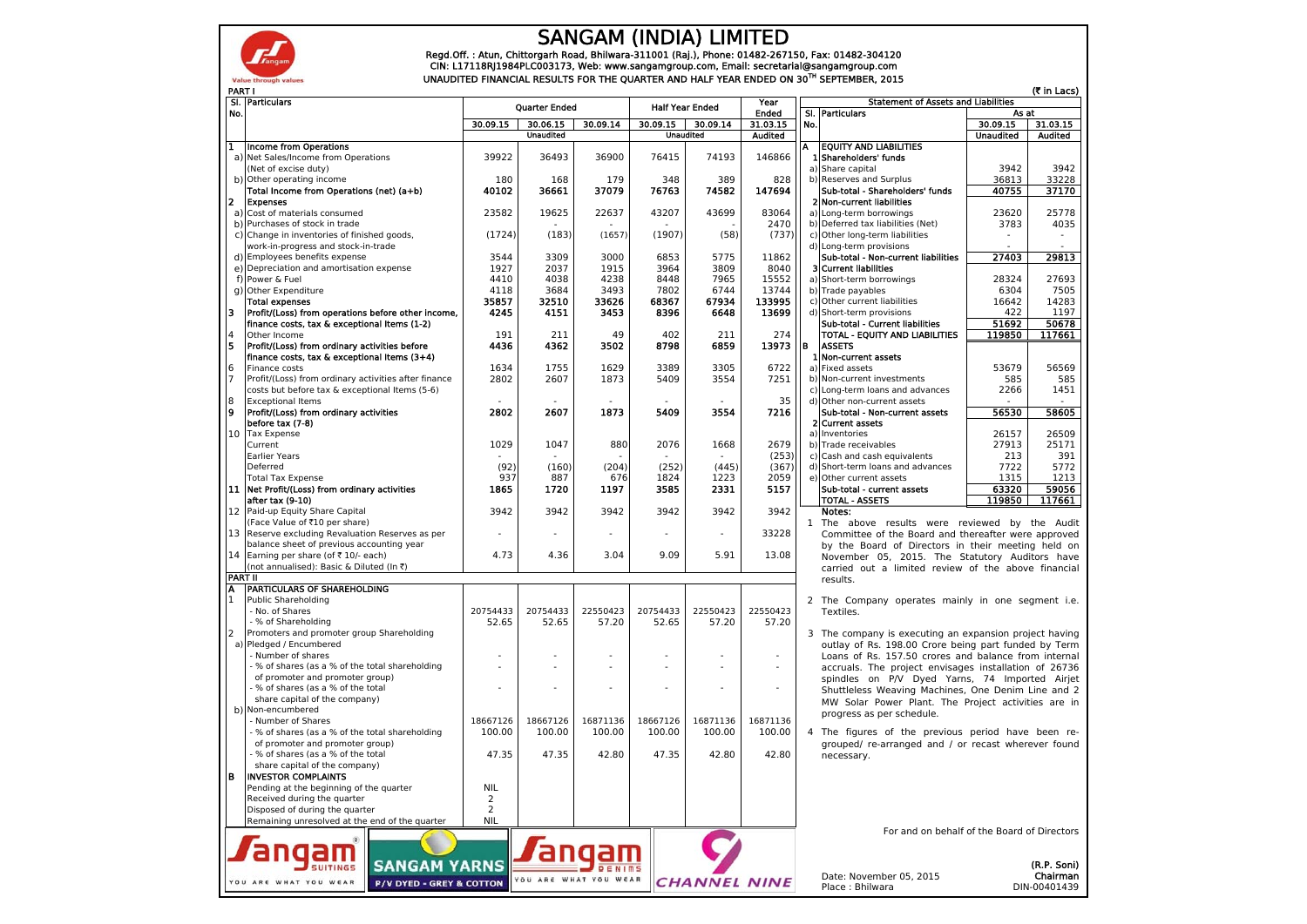# SANGAM (INDIA) LIMITED

Regd.Off. : Atun, Chittorgarh Road, Bhilwara-311001 (Raj.), Phone: 01482-267150, Fax: 01482-304120
CIN: L17118RJ1984PLC003173, Web: www.sangamgroup.com, Email: secretarial@sangamgroup.com

UNAUDITED FINANCIAL RESULTS FOR THE QUARTER AND HALF YEAR ENDED ON 30TH SEPTEMBER, 2015

PART I (₹ in Lacs)

| Sl. No. | Particulars | Quarter Ended | | | Half Year Ended | | Year Ended |
|---|---|---|---|---|---|---|---|
| | | 30.09.15 | 30.06.15 | 30.09.14 | 30.09.15 | 30.09.14 | 31.03.15 |
| | | Unaudited | | | Unaudited | | Audited |
| 1 | **Income from Operations** | | | | | | |
| a) | Net Sales/Income from Operations (Net of excise duty) | 39922 | 36493 | 36900 | 76415 | 74193 | 146866 |
| b) | Other operating income | 180 | 168 | 179 | 348 | 389 | 828 |
| | **Total Income from Operations (net) (a+b)** | 40102 | 36661 | 37079 | 76763 | 74582 | 147694 |
| 2 | **Expenses** | | | | | | |
| a) | Cost of materials consumed | 23582 | 19625 | 22637 | 43207 | 43699 | 83064 |
| b) | Purchases of stock in trade | - | - | - | - | - | 2470 |
| c) | Change in inventories of finished goods, work-in-progress and stock-in-trade | (1724) | (183) | (1657) | (1907) | (58) | (737) |
| d) | Employees benefits expense | 3544 | 3309 | 3000 | 6853 | 5775 | 11862 |
| e) | Depreciation and amortisation expense | 1927 | 2037 | 1915 | 3964 | 3809 | 8040 |
| f) | Power & Fuel | 4410 | 4038 | 4238 | 8448 | 7965 | 15552 |
| g) | Other Expenditure | 4118 | 3684 | 3493 | 7802 | 6744 | 13744 |
| | **Total expenses** | 35857 | 32510 | 33626 | 68367 | 67934 | 133995 |
| 3 | **Profit/(Loss) from operations before other income, finance costs, tax & exceptional Items (1-2)** | 4245 | 4151 | 3453 | 8396 | 6648 | 13699 |
| 4 | Other Income | 191 | 211 | 49 | 402 | 211 | 274 |
| 5 | **Profit/(Loss) from ordinary activities before finance costs, tax & exceptional Items (3+4)** | 4436 | 4362 | 3502 | 8798 | 6859 | 13973 |
| 6 | Finance costs | 1634 | 1755 | 1629 | 3389 | 3305 | 6722 |
| 7 | Profit/(Loss) from ordinary activities after finance costs but before tax & exceptional Items (5-6) | 2802 | 2607 | 1873 | 5409 | 3554 | 7251 |
| 8 | Exceptional Items | - | - | - | - | - | 35 |
| 9 | **Profit/(Loss) from ordinary activities before tax (7-8)** | 2802 | 2607 | 1873 | 5409 | 3554 | 7216 |
| 10 | Tax Expense | | | | | | |
| | Current | 1029 | 1047 | 880 | 2076 | 1668 | 2679 |
| | Earlier Years | - | - | - | - | - | (253) |
| | Deferred | (92) | (160) | (204) | (252) | (445) | (367) |
| | Total Tax Expense | 937 | 887 | 676 | 1824 | 1223 | 2059 |
| 11 | **Net Profit/(Loss) from ordinary activities after tax (9-10)** | 1865 | 1720 | 1197 | 3585 | 2331 | 5157 |
| 12 | Paid-up Equity Share Capital (Face Value of ₹10 per share) | 3942 | 3942 | 3942 | 3942 | 3942 | 3942 |
| 13 | Reserve excluding Revaluation Reserves as per balance sheet of previous accounting year | - | - | - | - | - | 33228 |
| 14 | Earning per share (of ₹ 10/- each) (not annualised): Basic & Diluted (In ₹) | 4.73 | 4.36 | 3.04 | 9.09 | 5.91 | 13.08 |

PART II

| Sl. No. | Particulars | 30.09.15 | 30.06.15 | 30.09.14 | 30.09.15 | 30.09.14 | 31.03.15 |
|---|---|---|---|---|---|---|---|
| A | **PARTICULARS OF SHAREHOLDING** | | | | | | |
| 1 | Public Shareholding | | | | | | |
| | - No. of Shares | 20754433 | 20754433 | 22550423 | 20754433 | 22550423 | 22550423 |
| | - % of Shareholding | 52.65 | 52.65 | 57.20 | 52.65 | 57.20 | 57.20 |
| 2 | Promoters and promoter group Shareholding | | | | | | |
| a) | Pledged / Encumbered | | | | | | |
| | - Number of shares | - | - | - | - | - | - |
| | - % of shares (as a % of the total shareholding of promoter and promoter group) | - | - | - | - | - | - |
| | - % of shares (as a % of the total share capital of the company) | - | - | - | - | - | - |
| b) | Non-encumbered | | | | | | |
| | - Number of Shares | 18667126 | 18667126 | 16871136 | 18667126 | 16871136 | 16871136 |
| | - % of shares (as a % of the total shareholding of promoter and promoter group) | 100.00 | 100.00 | 100.00 | 100.00 | 100.00 | 100.00 |
| | - % of shares (as a % of the total share capital of the company) | 47.35 | 47.35 | 42.80 | 47.35 | 42.80 | 42.80 |
| B | **INVESTOR COMPLAINTS** | | | | | | |
| | Pending at the beginning of the quarter | NIL | | | | | |
| | Received during the quarter | 2 | | | | | |
| | Disposed of during the quarter | 2 | | | | | |
| | Remaining unresolved at the end of the quarter | NIL | | | | | |

**Statement of Assets and Liabilities**

| Sl. No. | Particulars | As at 30.09.15 | As at 31.03.15 |
|---|---|---|---|
| | | Unaudited | Audited |
| A | **EQUITY AND LIABILITIES** | | |
| 1 | **Shareholders' funds** | | |
| a) | Share capital | 3942 | 3942 |
| b) | Reserves and Surplus | 36813 | 33228 |
| | **Sub-total - Shareholders' funds** | 40755 | 37170 |
| 2 | **Non-current liabilities** | | |
| a) | Long-term borrowings | 23620 | 25778 |
| b) | Deferred tax liabilities (Net) | 3783 | 4035 |
| c) | Other long-term liabilities | - | - |
| d) | Long-term provisions | - | - |
| | **Sub-total - Non-current liabilities** | 27403 | 29813 |
| 3 | **Current liabilities** | | |
| a) | Short-term borrowings | 28324 | 27693 |
| b) | Trade payables | 6304 | 7505 |
| c) | Other current liabilities | 16642 | 14283 |
| d) | Short-term provisions | 422 | 1197 |
| | **Sub-total - Current liabilities** | 51692 | 50678 |
| | **TOTAL - EQUITY AND LIABILITIES** | 119850 | 117661 |
| B | **ASSETS** | | |
| 1 | **Non-current assets** | | |
| a) | Fixed assets | 53679 | 56569 |
| b) | Non-current investments | 585 | 585 |
| c) | Long-term loans and advances | 2266 | 1451 |
| d) | Other non-current assets | - | - |
| | **Sub-total - Non-current assets** | 56530 | 58605 |
| 2 | **Current assets** | | |
| a) | Inventories | 26157 | 26509 |
| b) | Trade receivables | 27913 | 25171 |
| c) | Cash and cash equivalents | 213 | 391 |
| d) | Short-term loans and advances | 7722 | 5772 |
| e) | Other current assets | 1315 | 1213 |
| | **Sub-total - current assets** | 63320 | 59056 |
| | **TOTAL - ASSETS** | 119850 | 117661 |

**Notes:**

1. The above results were reviewed by the Audit Committee of the Board and thereafter were approved by the Board of Directors in their meeting held on November 05, 2015. The Statutory Auditors have carried out a limited review of the above financial results.
2. The Company operates mainly in one segment i.e. Textiles.
3. The company is executing an expansion project having outlay of Rs. 198.00 Crore being part funded by Term Loans of Rs. 157.50 crores and balance from internal accruals. The project envisages installation of 26736 spindles on P/V Dyed Yarns, 74 Imported Airjet Shuttleless Weaving Machines, One Denim Line and 2 MW Solar Power Plant. The Project activities are in progress as per schedule.
4. The figures of the previous period have been re-grouped/ re-arranged and / or recast wherever found necessary.

For and on behalf of the Board of Directors

Date: November 05, 2015
Place : Bhilwara

**(R.P. Soni)**
**Chairman**
DIN-00401439

Sangam Suitings — YOU ARE WHAT YOU WEAR | SANGAM YARNS — P/V DYED - GREY & COTTON | Sangam Denims — YOU ARE WHAT YOU WEAR | CHANNEL NINE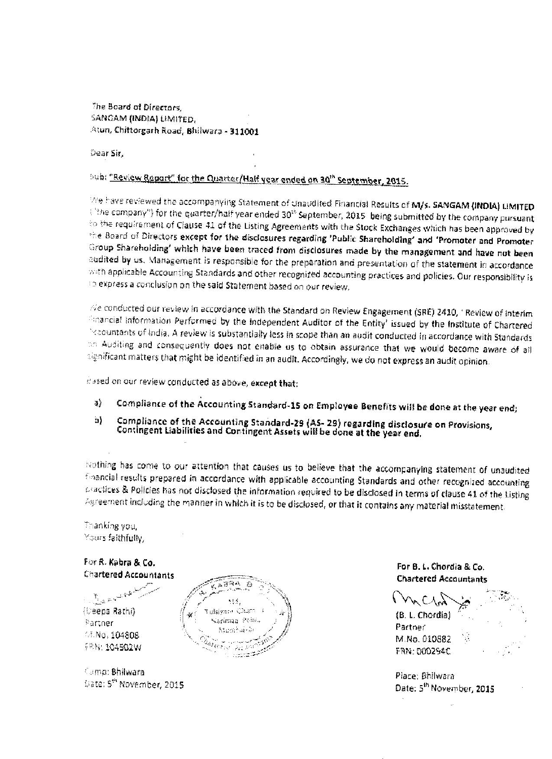The Board of Directors,
SANGAM (INDIA) LIMITED,
Atun, Chittorgarh Road, Bhilwara - 311001

Dear Sir,

Sub: "Review Report" for the Quarter/Half year ended on 30th September, 2015.

We have reviewed the accompanying Statement of Unaudited Financial Results of **M/s. SANGAM (INDIA) LIMITED** ("the company") for the quarter/half year ended 30th September, 2015 being submitted by the company pursuant to the requirement of Clause 41 of the Listing Agreements with the Stock Exchanges which has been approved by the Board of Directors **except for the disclosures regarding 'Public Shareholding' and 'Promoter and Promoter Group Shareholding' which have been traced from disclosures made by the management and have not been audited by us.** Management is responsible for the preparation and presentation of the statement in accordance with applicable Accounting Standards and other recognized accounting practices and policies. Our responsibility is to express a conclusion on the said Statement based on our review.

We conducted our review in accordance with the Standard on Review Engagement (SRE) 2410, 'Review of Interim Financial Information Performed by the Independent Auditor of the Entity' issued by the Institute of Chartered Accountants of India. A review is substantially less in scope than an audit conducted in accordance with Standards on Auditing and consequently does not enable us to obtain assurance that we would become aware of all significant matters that might be identified in an audit. Accordingly, we do not express an audit opinion.

Based on our review conducted as above, **except that:**

a) **Compliance of the Accounting Standard-15 on Employee Benefits will be done at the year end;**

b) **Compliance of the Accounting Standard-29 (AS- 29) regarding disclosure on Provisions, Contingent Liabilities and Contingent Assets will be done at the year end.**

Nothing has come to our attention that causes us to believe that the accompanying statement of unaudited financial results prepared in accordance with applicable accounting Standards and other recognized accounting practices & Policies has not disclosed the information required to be disclosed in terms of clause 41 of the Listing Agreement including the manner in which it is to be disclosed, or that it contains any material misstatement.

Thanking you,
Yours faithfully,

**For R. Kabra & Co.**
**Chartered Accountants**

(Deepa Rathi)
Partner
M.No. 104808
FRN: 104502W

Camp: Bhilwara
Date: 5th November, 2015

**For B. L. Chordia & Co.**
**Chartered Accountants**

(B. L. Chordia)
Partner
M.No. 010882
FRN: 000294C

Place: Bhilwara
Date: 5th November, 2015